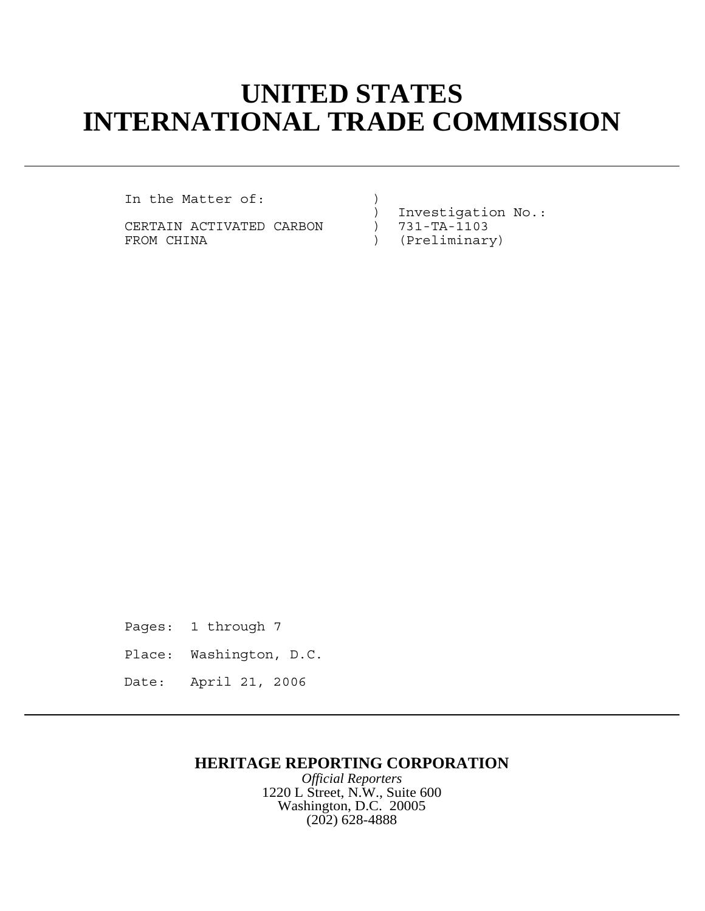# UNITED STATES
# INTERNATIONAL TRADE COMMISSION

```
In the Matter of:              )
                               )  Investigation No.:
CERTAIN ACTIVATED CARBON       )  731-TA-1103
FROM CHINA                     )  (Preliminary)
```

Pages: 1 through 7

Place: Washington, D.C.

Date: April 21, 2006

**HERITAGE REPORTING CORPORATION**

*Official Reporters*

1220 L Street, N.W., Suite 600

Washington, D.C. 20005

(202) 628-4888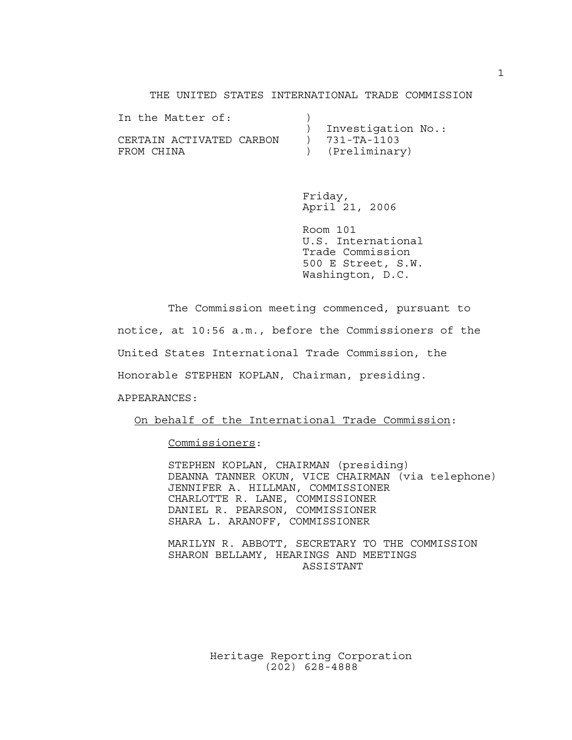THE UNITED STATES INTERNATIONAL TRADE COMMISSION

```
In the Matter of:          )
                           )  Investigation No.:
CERTAIN ACTIVATED CARBON   )  731-TA-1103
FROM CHINA                 )  (Preliminary)
```

Friday,
April 21, 2006

Room 101
U.S. International
Trade Commission
500 E Street, S.W.
Washington, D.C.

The Commission meeting commenced, pursuant to notice, at 10:56 a.m., before the Commissioners of the United States International Trade Commission, the Honorable STEPHEN KOPLAN, Chairman, presiding.

APPEARANCES:

On behalf of the International Trade Commission:

Commissioners:

STEPHEN KOPLAN, CHAIRMAN (presiding)
DEANNA TANNER OKUN, VICE CHAIRMAN (via telephone)
JENNIFER A. HILLMAN, COMMISSIONER
CHARLOTTE R. LANE, COMMISSIONER
DANIEL R. PEARSON, COMMISSIONER
SHARA L. ARANOFF, COMMISSIONER

MARILYN R. ABBOTT, SECRETARY TO THE COMMISSION
SHARON BELLAMY, HEARINGS AND MEETINGS ASSISTANT

Heritage Reporting Corporation
(202) 628-4888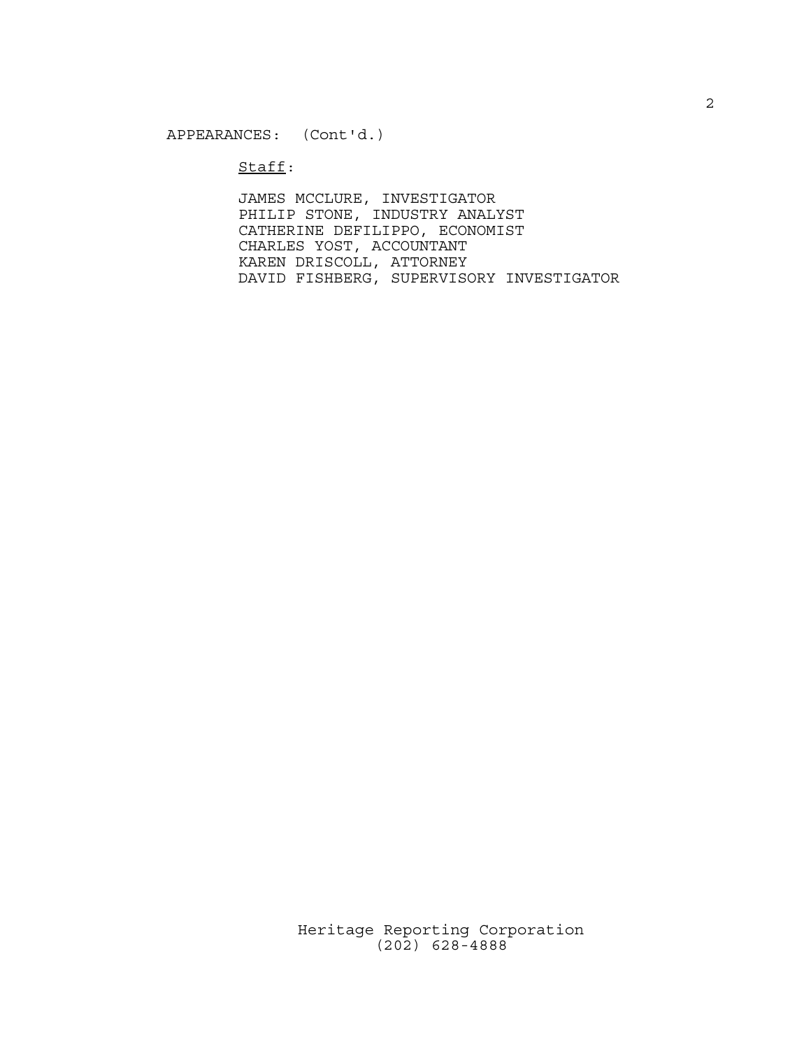APPEARANCES: (Cont'd.)

Staff:

JAMES MCCLURE, INVESTIGATOR
PHILIP STONE, INDUSTRY ANALYST
CATHERINE DEFILIPPO, ECONOMIST
CHARLES YOST, ACCOUNTANT
KAREN DRISCOLL, ATTORNEY
DAVID FISHBERG, SUPERVISORY INVESTIGATOR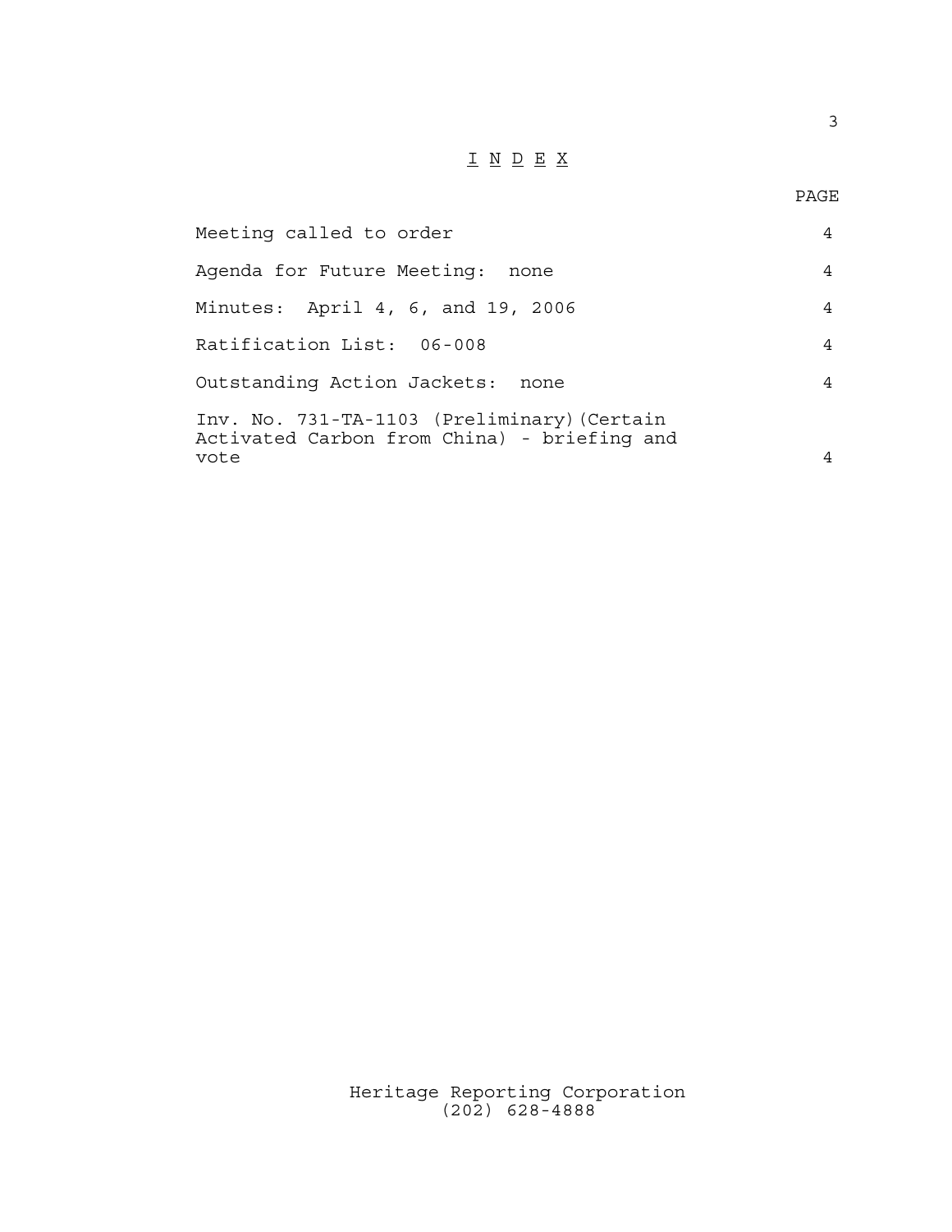# I N D E X

| | PAGE |
|---|---|
| Meeting called to order | 4 |
| Agenda for Future Meeting: none | 4 |
| Minutes: April 4, 6, and 19, 2006 | 4 |
| Ratification List: 06-008 | 4 |
| Outstanding Action Jackets: none | 4 |
| Inv. No. 731-TA-1103 (Preliminary)(Certain Activated Carbon from China) - briefing and vote | 4 |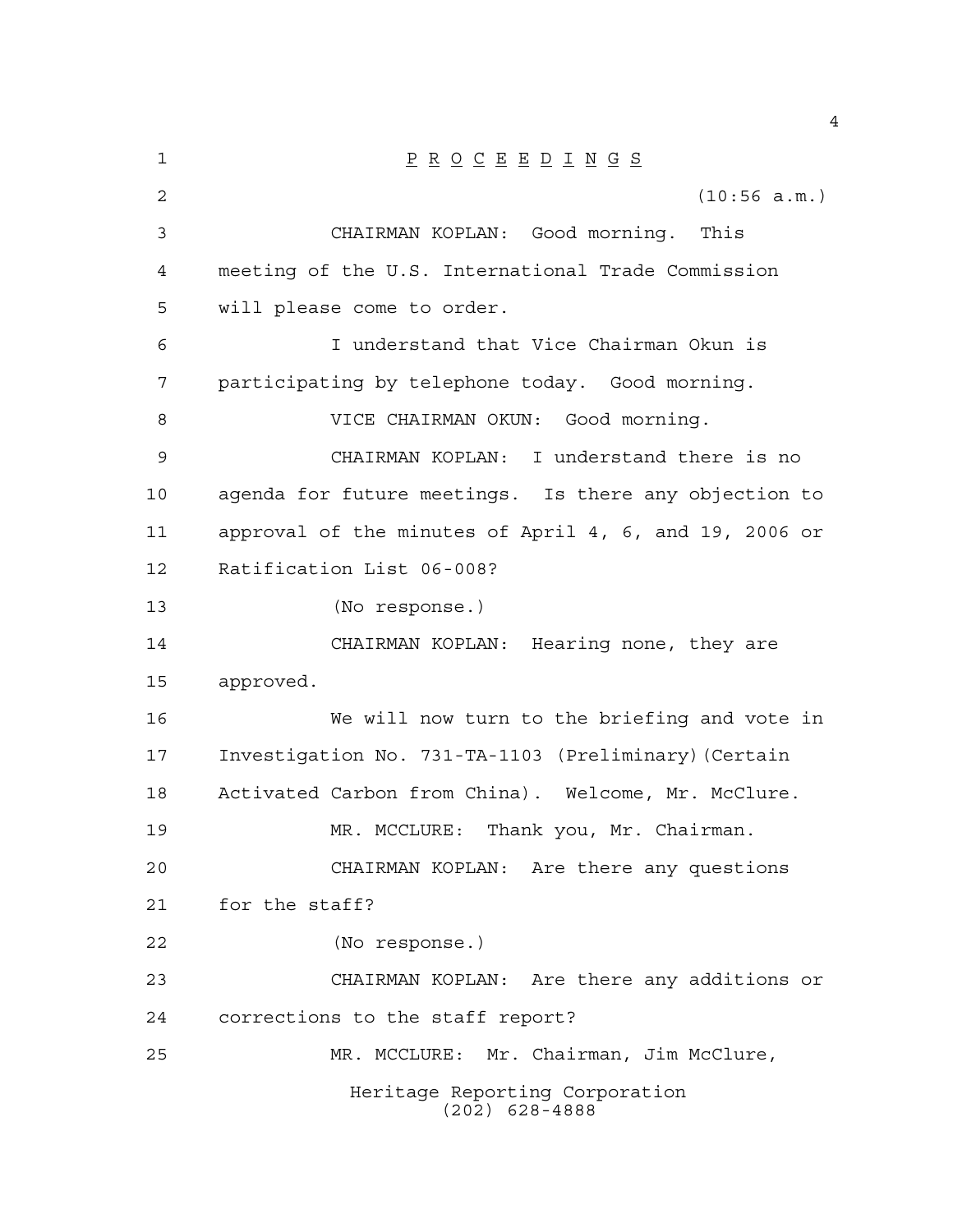# P R O C E E D I N G S

(10:56 a.m.)

CHAIRMAN KOPLAN: Good morning. This meeting of the U.S. International Trade Commission will please come to order.

I understand that Vice Chairman Okun is participating by telephone today. Good morning.

VICE CHAIRMAN OKUN: Good morning.

CHAIRMAN KOPLAN: I understand there is no agenda for future meetings. Is there any objection to approval of the minutes of April 4, 6, and 19, 2006 or Ratification List 06-008?

(No response.)

CHAIRMAN KOPLAN: Hearing none, they are approved.

We will now turn to the briefing and vote in Investigation No. 731-TA-1103 (Preliminary)(Certain Activated Carbon from China). Welcome, Mr. McClure.

MR. MCCLURE: Thank you, Mr. Chairman.

CHAIRMAN KOPLAN: Are there any questions for the staff?

(No response.)

CHAIRMAN KOPLAN: Are there any additions or corrections to the staff report?

MR. MCCLURE: Mr. Chairman, Jim McClure,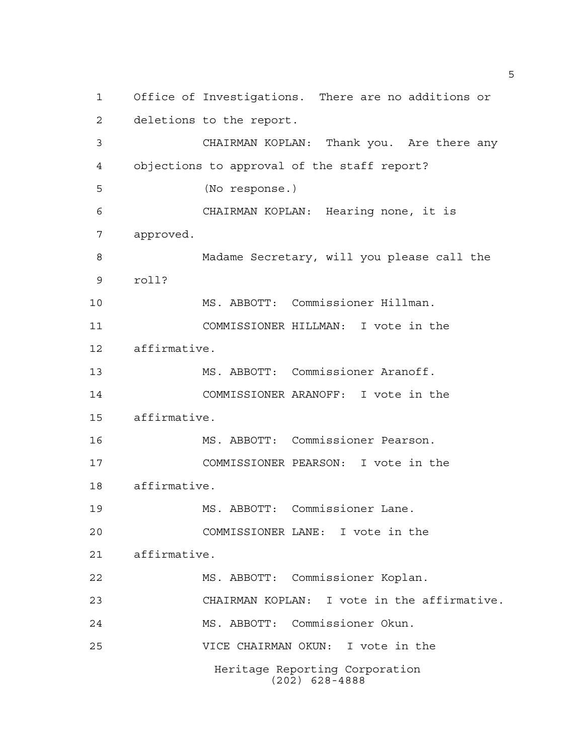Office of Investigations. There are no additions or deletions to the report.

CHAIRMAN KOPLAN: Thank you. Are there any objections to approval of the staff report?

(No response.)

CHAIRMAN KOPLAN: Hearing none, it is approved.

Madame Secretary, will you please call the roll?

MS. ABBOTT: Commissioner Hillman.

COMMISSIONER HILLMAN: I vote in the affirmative.

MS. ABBOTT: Commissioner Aranoff.

COMMISSIONER ARANOFF: I vote in the affirmative.

MS. ABBOTT: Commissioner Pearson.

COMMISSIONER PEARSON: I vote in the affirmative.

MS. ABBOTT: Commissioner Lane.

COMMISSIONER LANE: I vote in the affirmative.

MS. ABBOTT: Commissioner Koplan.

CHAIRMAN KOPLAN: I vote in the affirmative.

MS. ABBOTT: Commissioner Okun.

VICE CHAIRMAN OKUN: I vote in the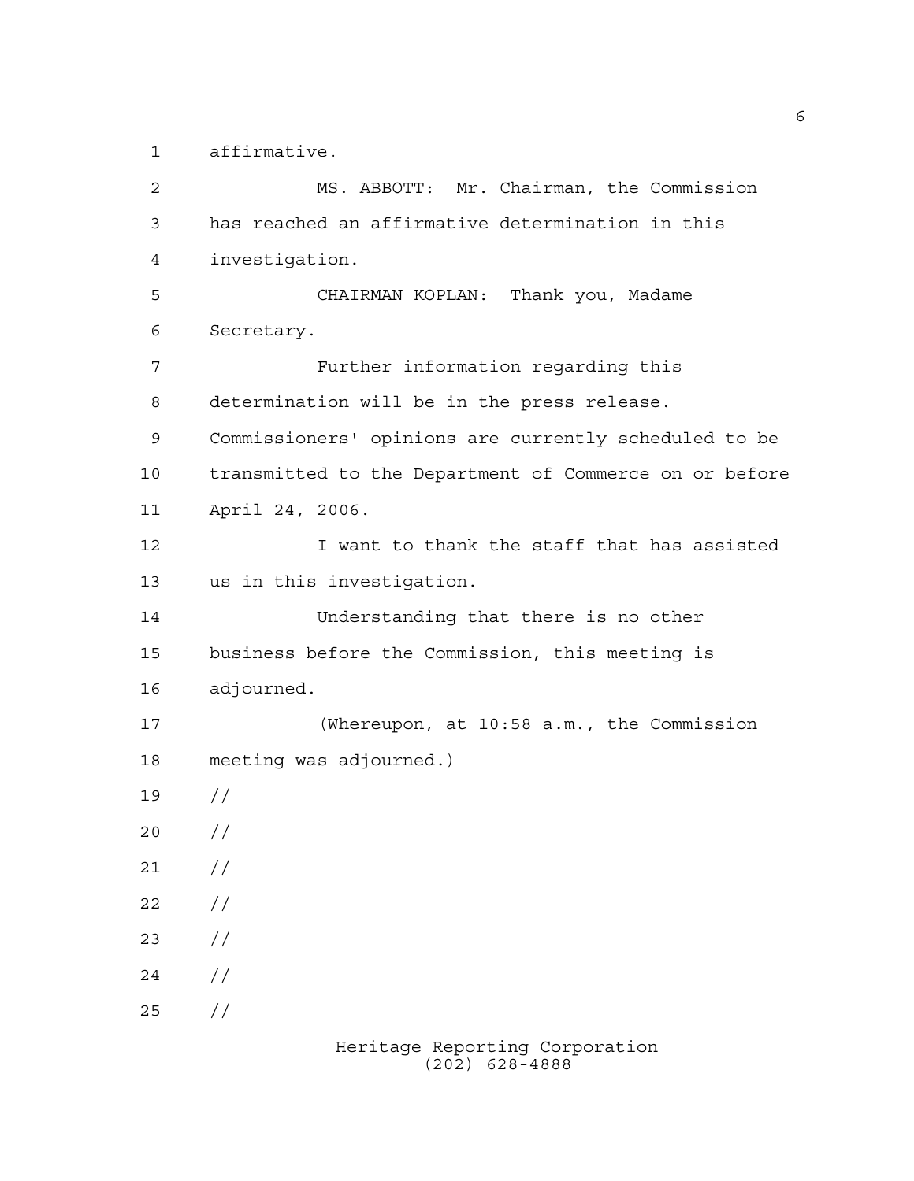affirmative.

MS. ABBOTT: Mr. Chairman, the Commission has reached an affirmative determination in this investigation.

CHAIRMAN KOPLAN: Thank you, Madame Secretary.

Further information regarding this determination will be in the press release. Commissioners' opinions are currently scheduled to be transmitted to the Department of Commerce on or before April 24, 2006.

I want to thank the staff that has assisted us in this investigation.

Understanding that there is no other business before the Commission, this meeting is adjourned.

(Whereupon, at 10:58 a.m., the Commission meeting was adjourned.)

//

//

//

//

//

//

//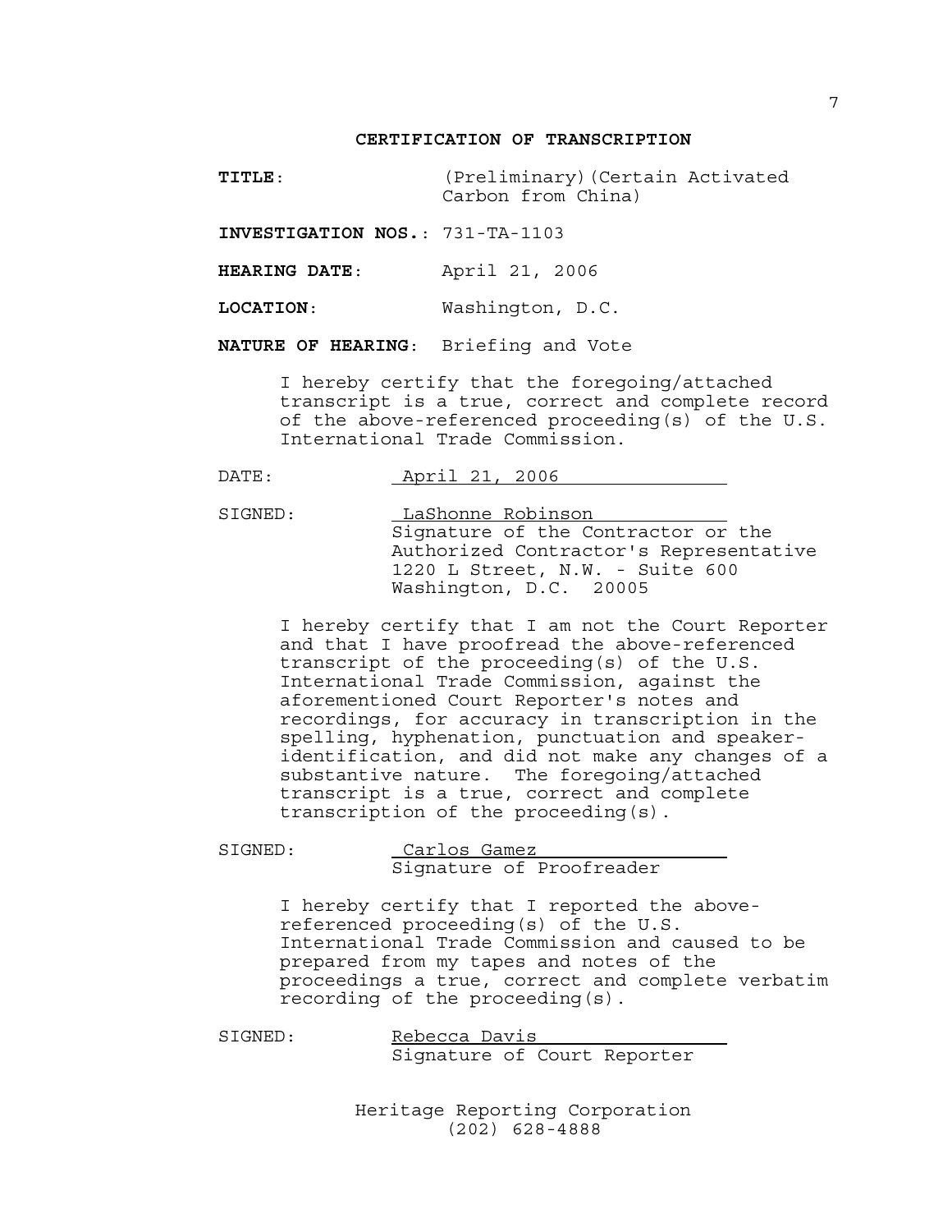**CERTIFICATION OF TRANSCRIPTION**

**TITLE**: (Preliminary)(Certain Activated Carbon from China)

**INVESTIGATION NOS.**: 731-TA-1103

**HEARING DATE**: April 21, 2006

**LOCATION**: Washington, D.C.

**NATURE OF HEARING**: Briefing and Vote

I hereby certify that the foregoing/attached transcript is a true, correct and complete record of the above-referenced proceeding(s) of the U.S. International Trade Commission.

DATE: April 21, 2006

SIGNED: LaShonne Robinson
Signature of the Contractor or the Authorized Contractor's Representative
1220 L Street, N.W. - Suite 600
Washington, D.C. 20005

I hereby certify that I am not the Court Reporter and that I have proofread the above-referenced transcript of the proceeding(s) of the U.S. International Trade Commission, against the aforementioned Court Reporter's notes and recordings, for accuracy in transcription in the spelling, hyphenation, punctuation and speaker-identification, and did not make any changes of a substantive nature. The foregoing/attached transcript is a true, correct and complete transcription of the proceeding(s).

SIGNED: Carlos Gamez
Signature of Proofreader

I hereby certify that I reported the above-referenced proceeding(s) of the U.S. International Trade Commission and caused to be prepared from my tapes and notes of the proceedings a true, correct and complete verbatim recording of the proceeding(s).

SIGNED: Rebecca Davis
Signature of Court Reporter